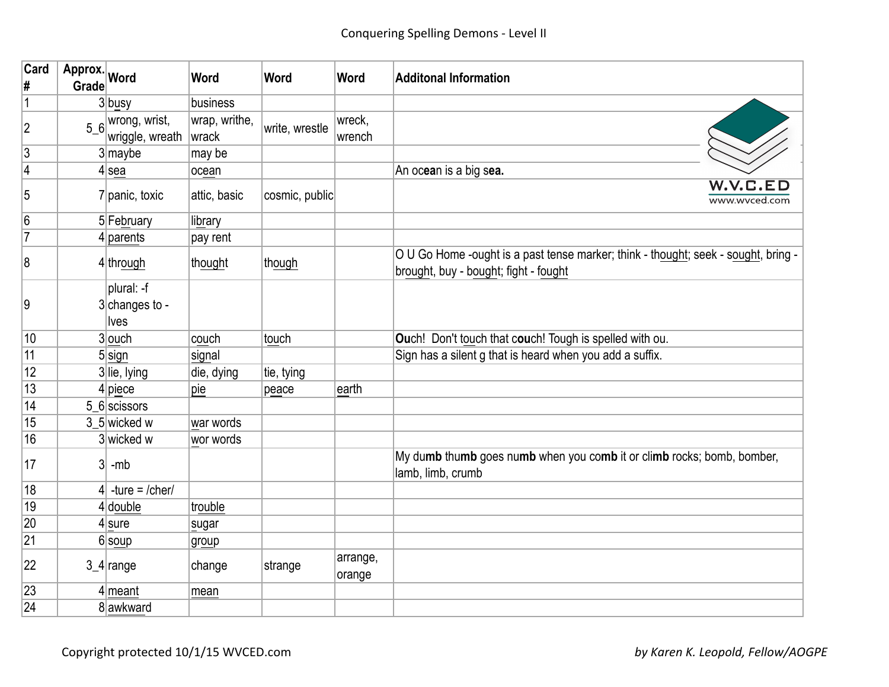Conquering Spelling Demons - Level II

| Card # | Approx. Grade | Word | Word | Word | Word | Additonal Information |
|---|---|---|---|---|---|---|
| 1 | 3 | busy | business | | | |
| 2 | 5_6 | wrong, wrist, wriggle, wreath | wrap, writhe, wrack | write, wrestle | wreck, wrench | |
| 3 | 3 | maybe | may be | | | |
| 4 | 4 | sea | ocean | | | An oc**ea**n is a big s**ea.** |
| 5 | 7 | panic, toxic | attic, basic | cosmic, public | | |
| 6 | 5 | February | library | | | |
| 7 | 4 | parents | pay rent | | | |
| 8 | 4 | through | thought | though | | O U Go Home -ought is a past tense marker; think - thought; seek - sought, bring - brought, buy - bought; fight - fought |
| 9 | 3 | plural: -f changes to -lves | | | | |
| 10 | 3 | ouch | couch | touch | | **Ou**ch! Don't touch that c**ou**ch! Tough is spelled with ou. |
| 11 | 5 | sign | signal | | | Sign has a silent g that is heard when you add a suffix. |
| 12 | 3 | lie, lying | die, dying | tie, tying | | |
| 13 | 4 | piece | pie | peace | earth | |
| 14 | 5_6 | scissors | | | | |
| 15 | 3_5 | wicked w | war words | | | |
| 16 | 3 | wicked w | wor words | | | |
| 17 | 3 | -mb | | | | My du**mb** thu**mb** goes nu**mb** when you co**mb** it or cli**mb** rocks; bomb, bomber, lamb, limb, crumb |
| 18 | 4 | -ture = /cher/ | | | | |
| 19 | 4 | double | trouble | | | |
| 20 | 4 | sure | sugar | | | |
| 21 | 6 | soup | group | | | |
| 22 | 3_4 | range | change | strange | arrange, orange | |
| 23 | 4 | meant | mean | | | |
| 24 | 8 | awkward | | | | |

W.V.C.ED
www.wvced.com

Copyright protected 10/1/15 WVCED.com

*by Karen K. Leopold, Fellow/AOGPE*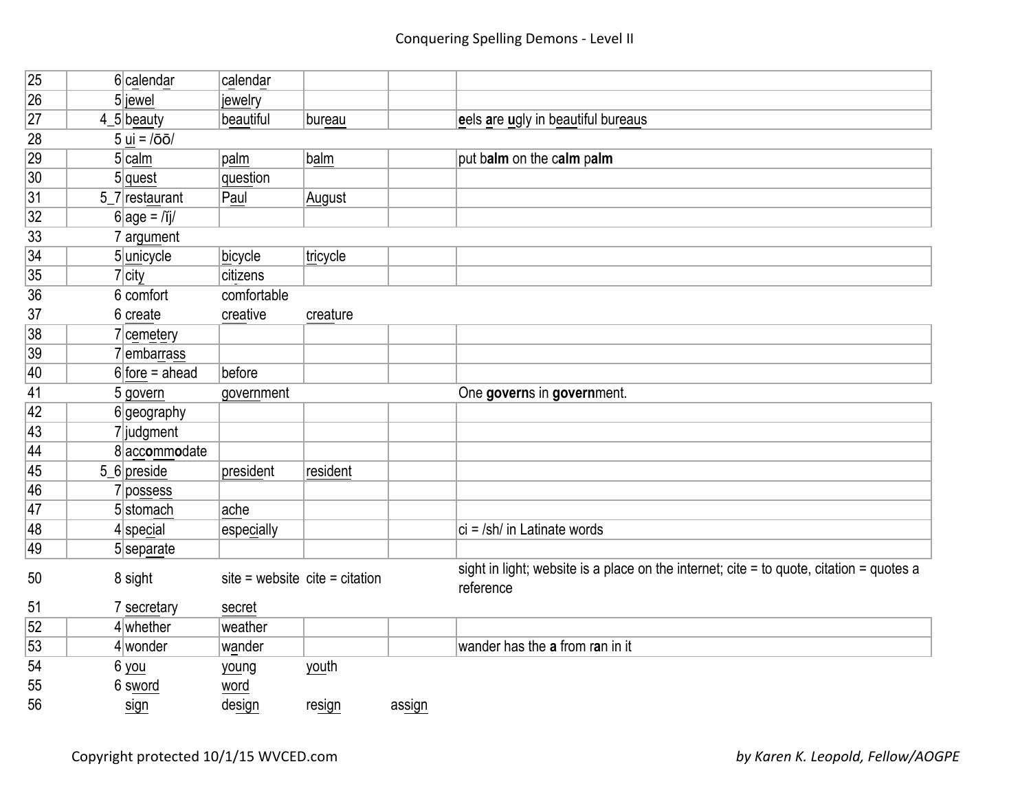# Conquering Spelling Demons - Level II

| | | | | | | |
|---|---|---|---|---|---|---|
| 25 | 6 | calendar | calendar | | | |
| 26 | 5 | jewel | jewelry | | | |
| 27 | 4_5 | beauty | beautiful | bureau | | **e**els **a**re **u**gly in beautiful bureaus |
| 28 | 5 | ui = /ōō/ | | | | |
| 29 | 5 | calm | palm | balm | | put b**alm** on the c**alm** p**alm** |
| 30 | 5 | quest | question | | | |
| 31 | 5_7 | restaurant | Paul | August | | |
| 32 | 6 | age = /ĭj/ | | | | |
| 33 | 7 | argument | | | | |
| 34 | 5 | unicycle | bicycle | tricycle | | |
| 35 | 7 | city | citizens | | | |
| 36 | 6 | comfort | comfortable | | | |
| 37 | 6 | create | creative | creature | | |
| 38 | 7 | cemetery | | | | |
| 39 | 7 | embarrass | | | | |
| 40 | 6 | fore = ahead | before | | | |
| 41 | 5 | govern | government | | | One **govern**s in **govern**ment. |
| 42 | 6 | geography | | | | |
| 43 | 7 | judgment | | | | |
| 44 | 8 | acc**o**mm**o**date | | | | |
| 45 | 5_6 | preside | president | resident | | |
| 46 | 7 | possess | | | | |
| 47 | 5 | stomach | ache | | | |
| 48 | 4 | special | especially | | | ci = /sh/ in Latinate words |
| 49 | 5 | separate | | | | |
| 50 | 8 | sight | site = website | cite = citation | | sight in light; website is a place on the internet; cite = to quote, citation = quotes a reference |
| 51 | 7 | secretary | secret | | | |
| 52 | 4 | whether | weather | | | |
| 53 | 4 | wonder | wander | | | wander has the **a** from r**a**n in it |
| 54 | 6 | you | young | youth | | |
| 55 | 6 | sword | word | | | |
| 56 | | sign | design | resign | assign | |

Copyright protected 10/1/15 WVCED.com

*by Karen K. Leopold, Fellow/AOGPE*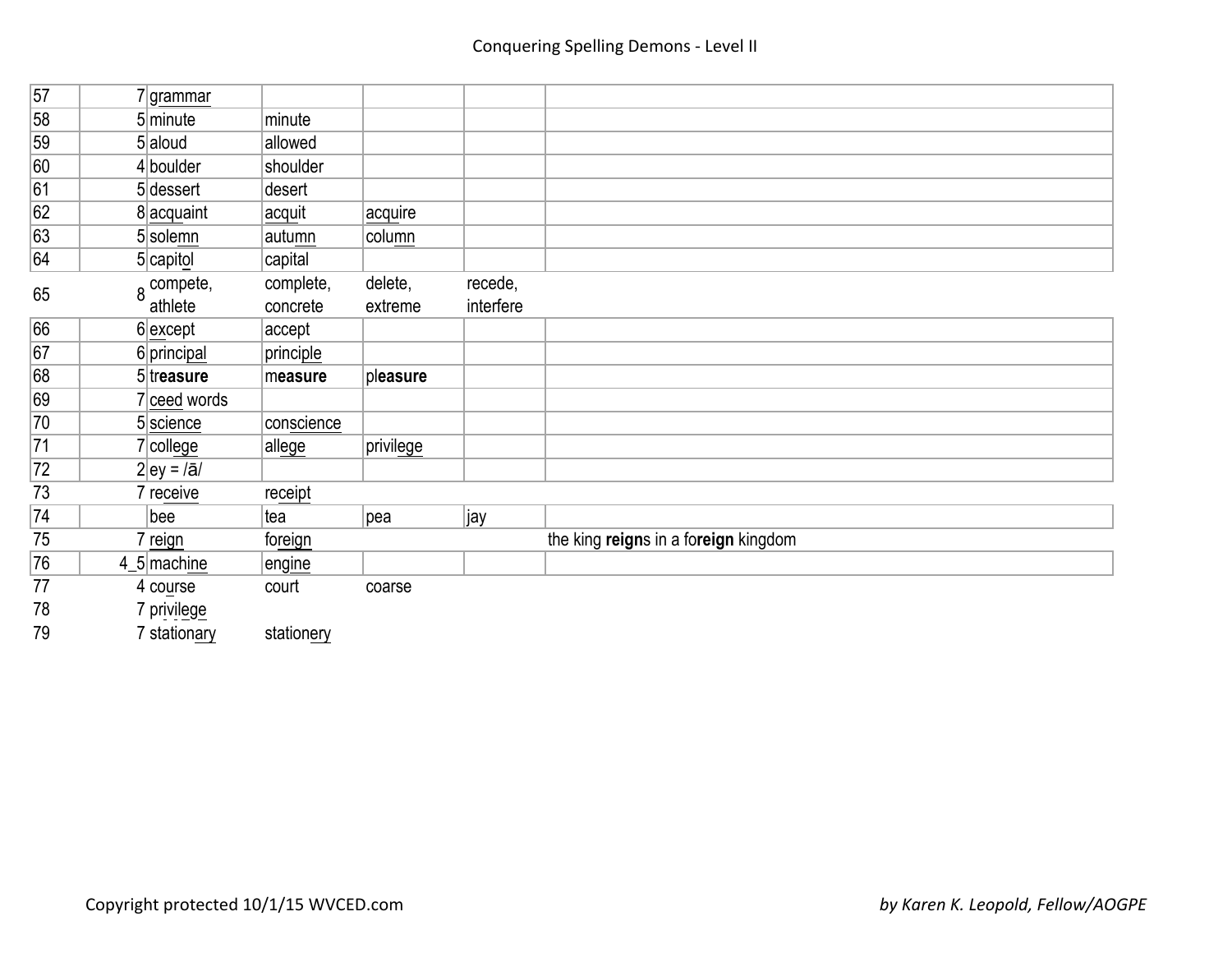# Conquering Spelling Demons - Level II

| | | | | | | |
|---|---|---|---|---|---|---|
| 57 | 7 | grammar | | | | |
| 58 | 5 | minute | minute | | | |
| 59 | 5 | aloud | allowed | | | |
| 60 | 4 | boulder | shoulder | | | |
| 61 | 5 | dessert | desert | | | |
| 62 | 8 | acquaint | acquit | acquire | | |
| 63 | 5 | solemn | autumn | column | | |
| 64 | 5 | capitol | capital | | | |
| 65 | 8 | compete, athlete | complete, concrete | delete, extreme | recede, interfere | |
| 66 | 6 | except | accept | | | |
| 67 | 6 | principal | principle | | | |
| 68 | 5 | tr**easure** | m**easure** | pl**easure** | | |
| 69 | 7 | ceed words | | | | |
| 70 | 5 | science | conscience | | | |
| 71 | 7 | college | allege | privilege | | |
| 72 | 2 | ey = /ā/ | | | | |
| 73 | 7 | receive | receipt | | | |
| 74 | | bee | tea | pea | jay | |
| 75 | 7 | reign | foreign | | | the king **reign**s in a fo**reign** kingdom |
| 76 | 4_5 | machine | engine | | | |
| 77 | 4 | course | court | coarse | | |
| 78 | 7 | privilege | | | | |
| 79 | 7 | stationary | stationery | | | |

Copyright protected 10/1/15 WVCED.com

*by Karen K. Leopold, Fellow/AOGPE*